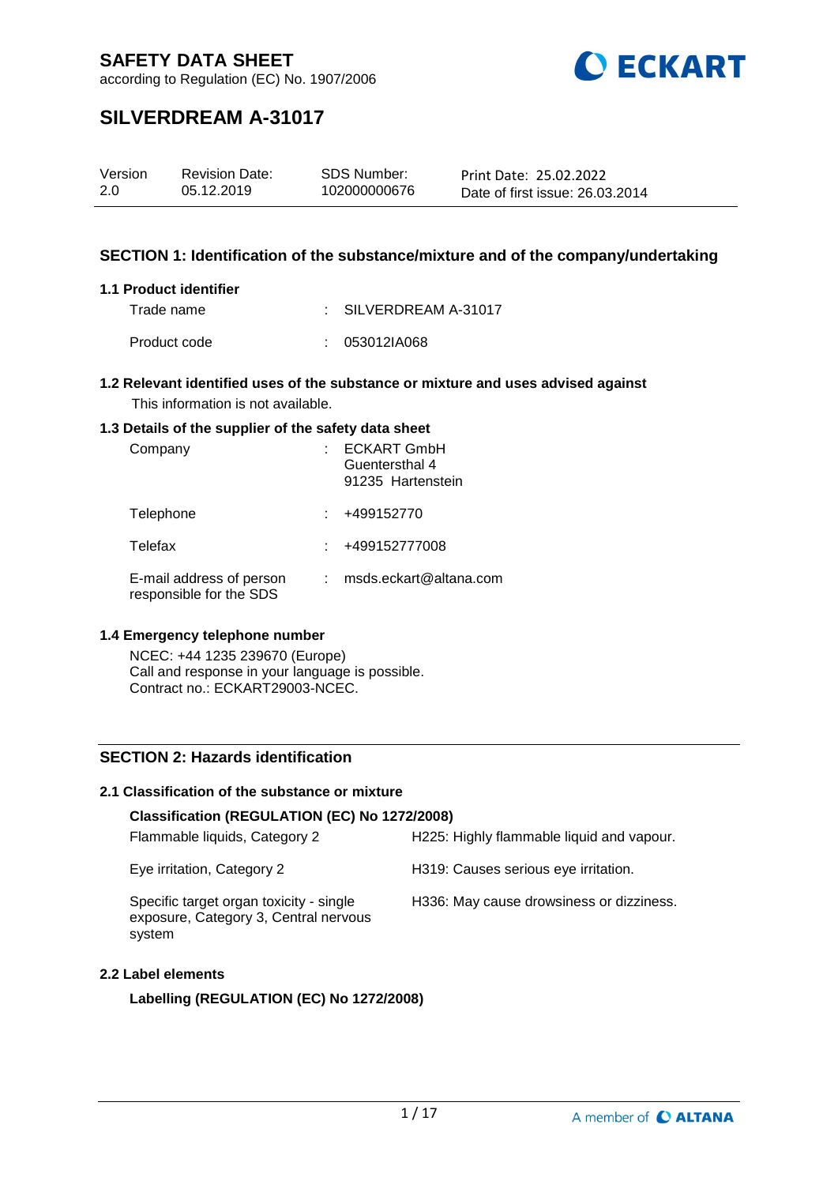# SAFETY DATA SHEET

according to Regulation (EC) No. 1907/2006

## SILVERDREAM A-31017

| Version | Revision Date: | SDS Number: | Print Date: 25.02.2022 |
|---|---|---|---|
| 2.0 | 05.12.2019 | 102000000676 | Date of first issue: 26.03.2014 |

## SECTION 1: Identification of the substance/mixture and of the company/undertaking

### 1.1 Product identifier

Trade name : SILVERDREAM A-31017

Product code : 053012IA068

### 1.2 Relevant identified uses of the substance or mixture and uses advised against

This information is not available.

### 1.3 Details of the supplier of the safety data sheet

Company : ECKART GmbH
Guentersthal 4
91235 Hartenstein

Telephone : +499152770

Telefax : +499152777008

E-mail address of person responsible for the SDS : msds.eckart@altana.com

### 1.4 Emergency telephone number

NCEC: +44 1235 239670 (Europe)
Call and response in your language is possible.
Contract no.: ECKART29003-NCEC.

## SECTION 2: Hazards identification

### 2.1 Classification of the substance or mixture

**Classification (REGULATION (EC) No 1272/2008)**

| | |
|---|---|
| Flammable liquids, Category 2 | H225: Highly flammable liquid and vapour. |
| Eye irritation, Category 2 | H319: Causes serious eye irritation. |
| Specific target organ toxicity - single exposure, Category 3, Central nervous system | H336: May cause drowsiness or dizziness. |

### 2.2 Label elements

**Labelling (REGULATION (EC) No 1272/2008)**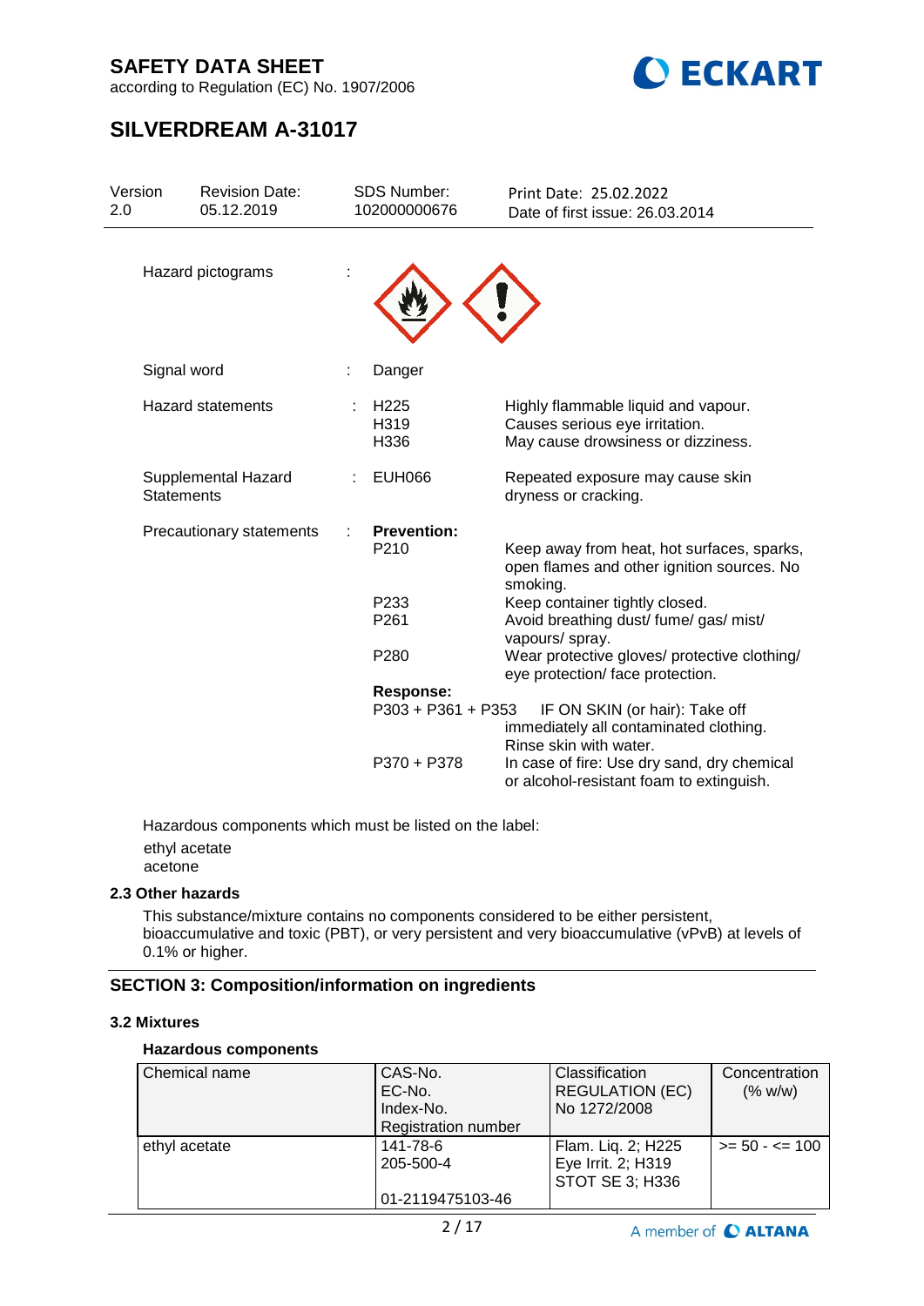Hazard pictograms :

Signal word : Danger

| | | |
|---|---|---|
| Hazard statements | H225 | Highly flammable liquid and vapour. |
| | H319 | Causes serious eye irritation. |
| | H336 | May cause drowsiness or dizziness. |
| Supplemental Hazard Statements | EUH066 | Repeated exposure may cause skin dryness or cracking. |
| Precautionary statements | **Prevention:** | |
| | P210 | Keep away from heat, hot surfaces, sparks, open flames and other ignition sources. No smoking. |
| | P233 | Keep container tightly closed. |
| | P261 | Avoid breathing dust/ fume/ gas/ mist/ vapours/ spray. |
| | P280 | Wear protective gloves/ protective clothing/ eye protection/ face protection. |
| | **Response:** | |
| | P303 + P361 + P353 | IF ON SKIN (or hair): Take off immediately all contaminated clothing. Rinse skin with water. |
| | P370 + P378 | In case of fire: Use dry sand, dry chemical or alcohol-resistant foam to extinguish. |

Hazardous components which must be listed on the label:

ethyl acetate
acetone

### 2.3 Other hazards

This substance/mixture contains no components considered to be either persistent, bioaccumulative and toxic (PBT), or very persistent and very bioaccumulative (vPvB) at levels of 0.1% or higher.

## SECTION 3: Composition/information on ingredients

### 3.2 Mixtures

#### Hazardous components

| Chemical name | CAS-No.<br>EC-No.<br>Index-No.<br>Registration number | Classification REGULATION (EC) No 1272/2008 | Concentration (% w/w) |
|---|---|---|---|
| ethyl acetate | 141-78-6<br>205-500-4<br><br>01-2119475103-46 | Flam. Liq. 2; H225<br>Eye Irrit. 2; H319<br>STOT SE 3; H336 | >= 50 - <= 100 |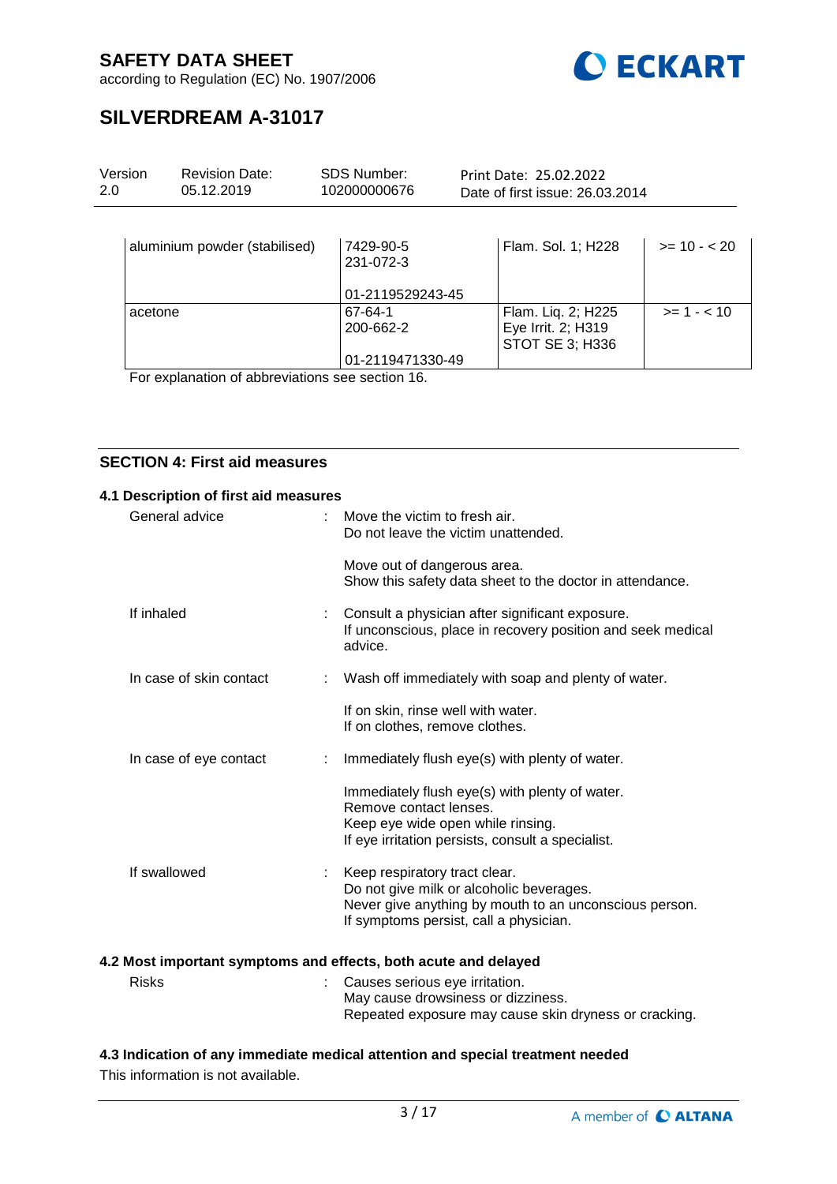| aluminium powder (stabilised) | 7429-90-5<br>231-072-3<br><br>01-2119529243-45 | Flam. Sol. 1; H228 | >= 10 - < 20 |
|---|---|---|---|
| acetone | 67-64-1<br>200-662-2<br><br>01-2119471330-49 | Flam. Liq. 2; H225<br>Eye Irrit. 2; H319<br>STOT SE 3; H336 | >= 1 - < 10 |

For explanation of abbreviations see section 16.

## SECTION 4: First aid measures

### 4.1 Description of first aid measures

General advice : Move the victim to fresh air.
Do not leave the victim unattended.

Move out of dangerous area.
Show this safety data sheet to the doctor in attendance.

If inhaled : Consult a physician after significant exposure.
If unconscious, place in recovery position and seek medical advice.

In case of skin contact : Wash off immediately with soap and plenty of water.

If on skin, rinse well with water.
If on clothes, remove clothes.

In case of eye contact : Immediately flush eye(s) with plenty of water.

Immediately flush eye(s) with plenty of water.
Remove contact lenses.
Keep eye wide open while rinsing.
If eye irritation persists, consult a specialist.

If swallowed : Keep respiratory tract clear.
Do not give milk or alcoholic beverages.
Never give anything by mouth to an unconscious person.
If symptoms persist, call a physician.

### 4.2 Most important symptoms and effects, both acute and delayed

Risks : Causes serious eye irritation.
May cause drowsiness or dizziness.
Repeated exposure may cause skin dryness or cracking.

### 4.3 Indication of any immediate medical attention and special treatment needed

This information is not available.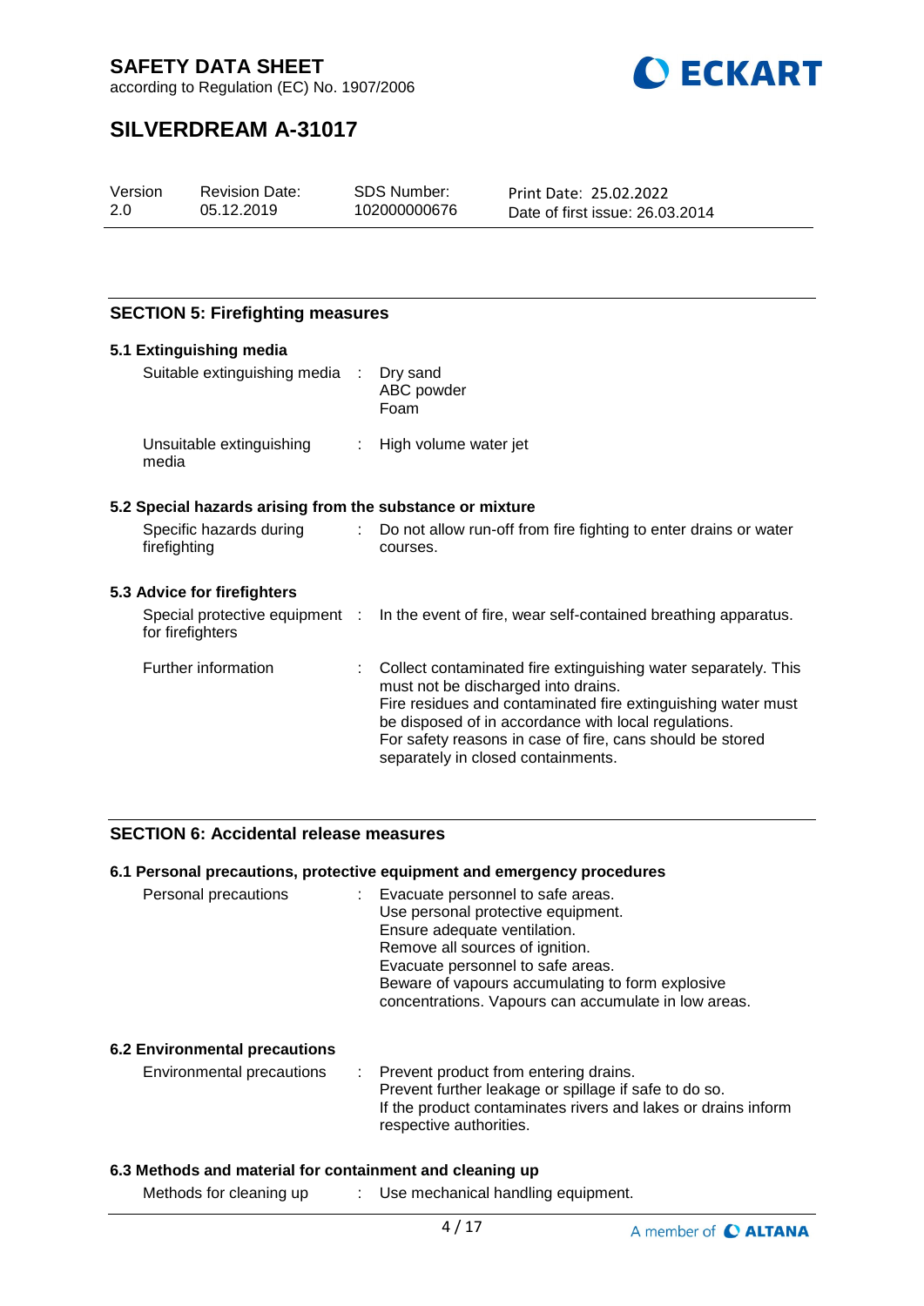## SECTION 5: Firefighting measures

### 5.1 Extinguishing media

| | | |
|---|---|---|
| Suitable extinguishing media | : | Dry sand<br>ABC powder<br>Foam |
| Unsuitable extinguishing media | : | High volume water jet |

### 5.2 Special hazards arising from the substance or mixture

| | | |
|---|---|---|
| Specific hazards during firefighting | : | Do not allow run-off from fire fighting to enter drains or water courses. |

### 5.3 Advice for firefighters

| | | |
|---|---|---|
| Special protective equipment for firefighters | : | In the event of fire, wear self-contained breathing apparatus. |
| Further information | : | Collect contaminated fire extinguishing water separately. This must not be discharged into drains.<br>Fire residues and contaminated fire extinguishing water must be disposed of in accordance with local regulations.<br>For safety reasons in case of fire, cans should be stored separately in closed containments. |

## SECTION 6: Accidental release measures

### 6.1 Personal precautions, protective equipment and emergency procedures

| | | |
|---|---|---|
| Personal precautions | : | Evacuate personnel to safe areas.<br>Use personal protective equipment.<br>Ensure adequate ventilation.<br>Remove all sources of ignition.<br>Evacuate personnel to safe areas.<br>Beware of vapours accumulating to form explosive concentrations. Vapours can accumulate in low areas. |

### 6.2 Environmental precautions

| | | |
|---|---|---|
| Environmental precautions | : | Prevent product from entering drains.<br>Prevent further leakage or spillage if safe to do so.<br>If the product contaminates rivers and lakes or drains inform respective authorities. |

### 6.3 Methods and material for containment and cleaning up

| | | |
|---|---|---|
| Methods for cleaning up | : | Use mechanical handling equipment. |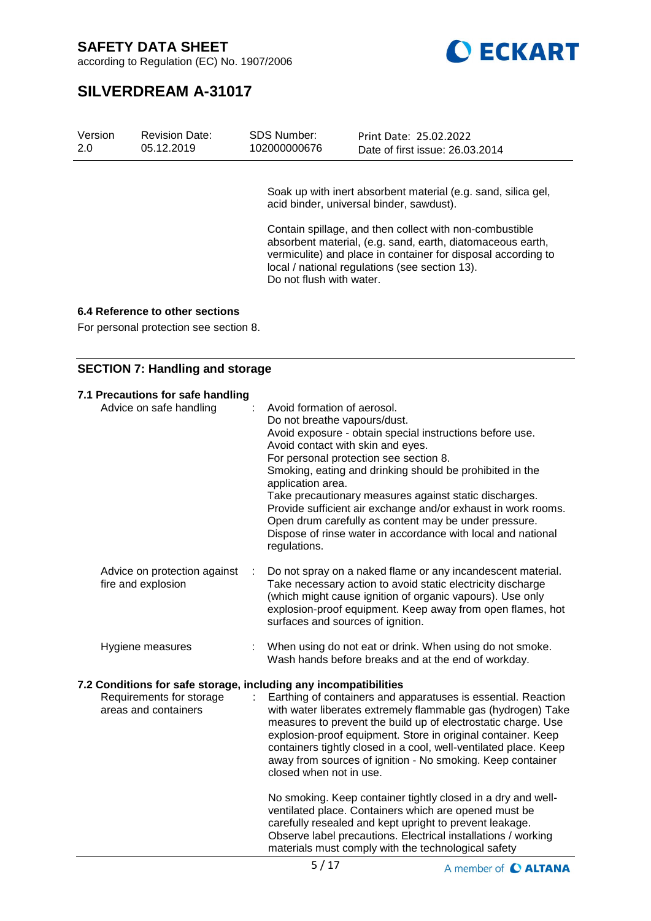Soak up with inert absorbent material (e.g. sand, silica gel, acid binder, universal binder, sawdust).

Contain spillage, and then collect with non-combustible absorbent material, (e.g. sand, earth, diatomaceous earth, vermiculite) and place in container for disposal according to local / national regulations (see section 13).
Do not flush with water.

### 6.4 Reference to other sections

For personal protection see section 8.

## SECTION 7: Handling and storage

### 7.1 Precautions for safe handling

| | | |
|---|---|---|
| Advice on safe handling | : | Avoid formation of aerosol.<br>Do not breathe vapours/dust.<br>Avoid exposure - obtain special instructions before use.<br>Avoid contact with skin and eyes.<br>For personal protection see section 8.<br>Smoking, eating and drinking should be prohibited in the application area.<br>Take precautionary measures against static discharges.<br>Provide sufficient air exchange and/or exhaust in work rooms.<br>Open drum carefully as content may be under pressure.<br>Dispose of rinse water in accordance with local and national regulations. |
| Advice on protection against fire and explosion | : | Do not spray on a naked flame or any incandescent material. Take necessary action to avoid static electricity discharge (which might cause ignition of organic vapours). Use only explosion-proof equipment. Keep away from open flames, hot surfaces and sources of ignition. |
| Hygiene measures | : | When using do not eat or drink. When using do not smoke. Wash hands before breaks and at the end of workday. |

### 7.2 Conditions for safe storage, including any incompatibilities

| | | |
|---|---|---|
| Requirements for storage areas and containers | : | Earthing of containers and apparatuses is essential. Reaction with water liberates extremely flammable gas (hydrogen) Take measures to prevent the build up of electrostatic charge. Use explosion-proof equipment. Store in original container. Keep containers tightly closed in a cool, well-ventilated place. Keep away from sources of ignition - No smoking. Keep container closed when not in use.<br><br>No smoking. Keep container tightly closed in a dry and well-ventilated place. Containers which are opened must be carefully resealed and kept upright to prevent leakage. Observe label precautions. Electrical installations / working materials must comply with the technological safety |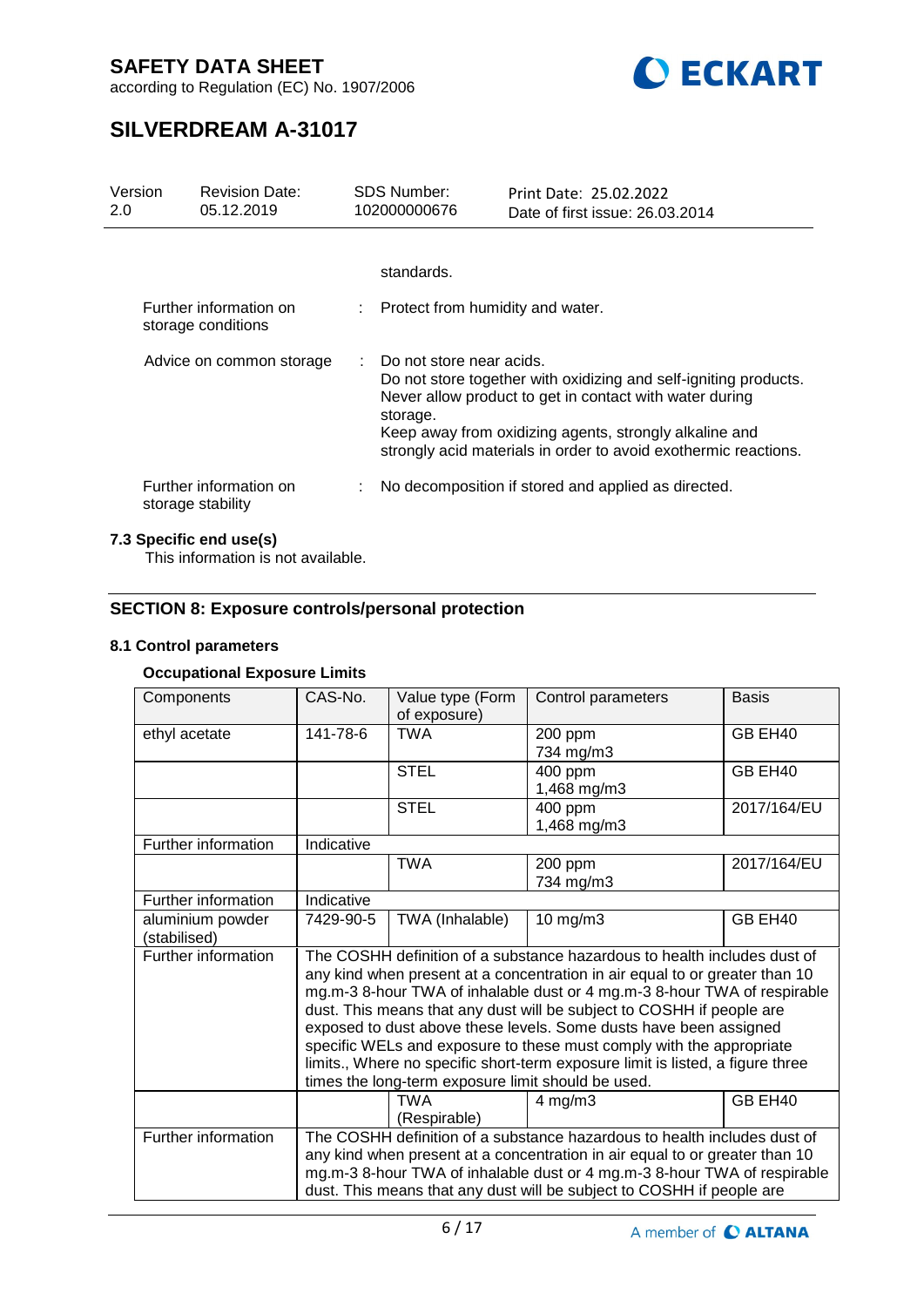standards.

| | | |
|---|---|---|
| Further information on storage conditions | : | Protect from humidity and water. |
| Advice on common storage | : | Do not store near acids.<br>Do not store together with oxidizing and self-igniting products.<br>Never allow product to get in contact with water during storage.<br>Keep away from oxidizing agents, strongly alkaline and strongly acid materials in order to avoid exothermic reactions. |
| Further information on storage stability | : | No decomposition if stored and applied as directed. |

**7.3 Specific end use(s)**

This information is not available.

## SECTION 8: Exposure controls/personal protection

### 8.1 Control parameters

**Occupational Exposure Limits**

| Components | CAS-No. | Value type (Form of exposure) | Control parameters | Basis |
|---|---|---|---|---|
| ethyl acetate | 141-78-6 | TWA | 200 ppm<br>734 mg/m3 | GB EH40 |
| | | STEL | 400 ppm<br>1,468 mg/m3 | GB EH40 |
| | | STEL | 400 ppm<br>1,468 mg/m3 | 2017/164/EU |
| Further information | Indicative | | | |
| | | TWA | 200 ppm<br>734 mg/m3 | 2017/164/EU |
| Further information | Indicative | | | |
| aluminium powder (stabilised) | 7429-90-5 | TWA (Inhalable) | 10 mg/m3 | GB EH40 |
| Further information | The COSHH definition of a substance hazardous to health includes dust of any kind when present at a concentration in air equal to or greater than 10 mg.m-3 8-hour TWA of inhalable dust or 4 mg.m-3 8-hour TWA of respirable dust. This means that any dust will be subject to COSHH if people are exposed to dust above these levels. Some dusts have been assigned specific WELs and exposure to these must comply with the appropriate limits., Where no specific short-term exposure limit is listed, a figure three times the long-term exposure limit should be used. | | | |
| | | TWA (Respirable) | 4 mg/m3 | GB EH40 |
| Further information | The COSHH definition of a substance hazardous to health includes dust of any kind when present at a concentration in air equal to or greater than 10 mg.m-3 8-hour TWA of inhalable dust or 4 mg.m-3 8-hour TWA of respirable dust. This means that any dust will be subject to COSHH if people are | | | |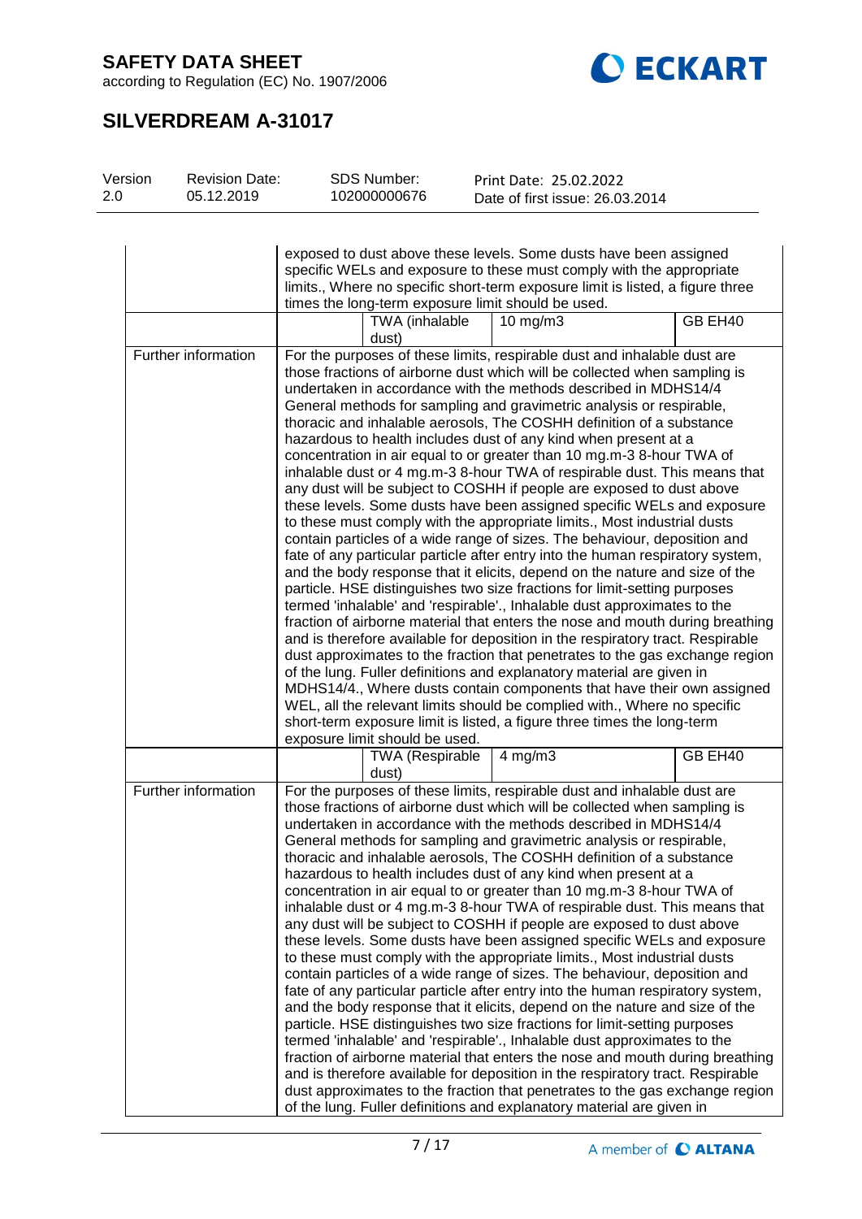| | | | | |
|---|---|---|---|---|
| | exposed to dust above these levels. Some dusts have been assigned specific WELs and exposure to these must comply with the appropriate limits., Where no specific short-term exposure limit is listed, a figure three times the long-term exposure limit should be used. | | | |
| | | TWA (inhalable dust) | 10 mg/m3 | GB EH40 |
| Further information | For the purposes of these limits, respirable dust and inhalable dust are those fractions of airborne dust which will be collected when sampling is undertaken in accordance with the methods described in MDHS14/4 General methods for sampling and gravimetric analysis or respirable, thoracic and inhalable aerosols, The COSHH definition of a substance hazardous to health includes dust of any kind when present at a concentration in air equal to or greater than 10 mg.m-3 8-hour TWA of inhalable dust or 4 mg.m-3 8-hour TWA of respirable dust. This means that any dust will be subject to COSHH if people are exposed to dust above these levels. Some dusts have been assigned specific WELs and exposure to these must comply with the appropriate limits., Most industrial dusts contain particles of a wide range of sizes. The behaviour, deposition and fate of any particular particle after entry into the human respiratory system, and the body response that it elicits, depend on the nature and size of the particle. HSE distinguishes two size fractions for limit-setting purposes termed 'inhalable' and 'respirable'., Inhalable dust approximates to the fraction of airborne material that enters the nose and mouth during breathing and is therefore available for deposition in the respiratory tract. Respirable dust approximates to the fraction that penetrates to the gas exchange region of the lung. Fuller definitions and explanatory material are given in MDHS14/4., Where dusts contain components that have their own assigned WEL, all the relevant limits should be complied with., Where no specific short-term exposure limit is listed, a figure three times the long-term exposure limit should be used. | | | |
| | | TWA (Respirable dust) | 4 mg/m3 | GB EH40 |
| Further information | For the purposes of these limits, respirable dust and inhalable dust are those fractions of airborne dust which will be collected when sampling is undertaken in accordance with the methods described in MDHS14/4 General methods for sampling and gravimetric analysis or respirable, thoracic and inhalable aerosols, The COSHH definition of a substance hazardous to health includes dust of any kind when present at a concentration in air equal to or greater than 10 mg.m-3 8-hour TWA of inhalable dust or 4 mg.m-3 8-hour TWA of respirable dust. This means that any dust will be subject to COSHH if people are exposed to dust above these levels. Some dusts have been assigned specific WELs and exposure to these must comply with the appropriate limits., Most industrial dusts contain particles of a wide range of sizes. The behaviour, deposition and fate of any particular particle after entry into the human respiratory system, and the body response that it elicits, depend on the nature and size of the particle. HSE distinguishes two size fractions for limit-setting purposes termed 'inhalable' and 'respirable'., Inhalable dust approximates to the fraction of airborne material that enters the nose and mouth during breathing and is therefore available for deposition in the respiratory tract. Respirable dust approximates to the fraction that penetrates to the gas exchange region of the lung. Fuller definitions and explanatory material are given in | | | |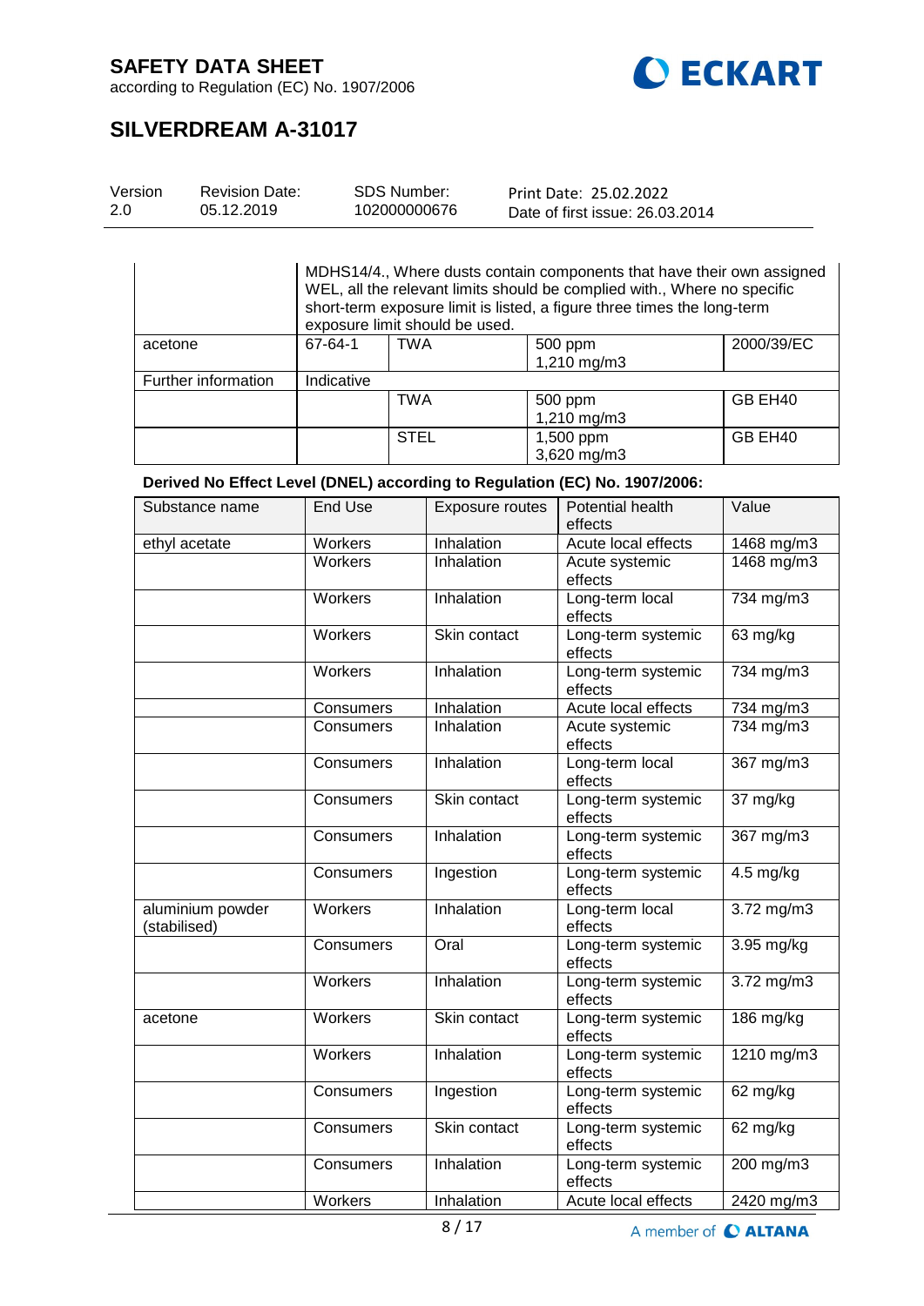| | | | | |
|---|---|---|---|---|
| | MDHS14/4., Where dusts contain components that have their own assigned WEL, all the relevant limits should be complied with., Where no specific short-term exposure limit is listed, a figure three times the long-term exposure limit should be used. | | | |
| acetone | 67-64-1 | TWA | 500 ppm<br>1,210 mg/m3 | 2000/39/EC |
| Further information | Indicative | | | |
| | | TWA | 500 ppm<br>1,210 mg/m3 | GB EH40 |
| | | STEL | 1,500 ppm<br>3,620 mg/m3 | GB EH40 |

**Derived No Effect Level (DNEL) according to Regulation (EC) No. 1907/2006:**

| Substance name | End Use | Exposure routes | Potential health effects | Value |
|---|---|---|---|---|
| ethyl acetate | Workers | Inhalation | Acute local effects | 1468 mg/m3 |
| | Workers | Inhalation | Acute systemic effects | 1468 mg/m3 |
| | Workers | Inhalation | Long-term local effects | 734 mg/m3 |
| | Workers | Skin contact | Long-term systemic effects | 63 mg/kg |
| | Workers | Inhalation | Long-term systemic effects | 734 mg/m3 |
| | Consumers | Inhalation | Acute local effects | 734 mg/m3 |
| | Consumers | Inhalation | Acute systemic effects | 734 mg/m3 |
| | Consumers | Inhalation | Long-term local effects | 367 mg/m3 |
| | Consumers | Skin contact | Long-term systemic effects | 37 mg/kg |
| | Consumers | Inhalation | Long-term systemic effects | 367 mg/m3 |
| | Consumers | Ingestion | Long-term systemic effects | 4.5 mg/kg |
| aluminium powder (stabilised) | Workers | Inhalation | Long-term local effects | 3.72 mg/m3 |
| | Consumers | Oral | Long-term systemic effects | 3.95 mg/kg |
| | Workers | Inhalation | Long-term systemic effects | 3.72 mg/m3 |
| acetone | Workers | Skin contact | Long-term systemic effects | 186 mg/kg |
| | Workers | Inhalation | Long-term systemic effects | 1210 mg/m3 |
| | Consumers | Ingestion | Long-term systemic effects | 62 mg/kg |
| | Consumers | Skin contact | Long-term systemic effects | 62 mg/kg |
| | Consumers | Inhalation | Long-term systemic effects | 200 mg/m3 |
| | Workers | Inhalation | Acute local effects | 2420 mg/m3 |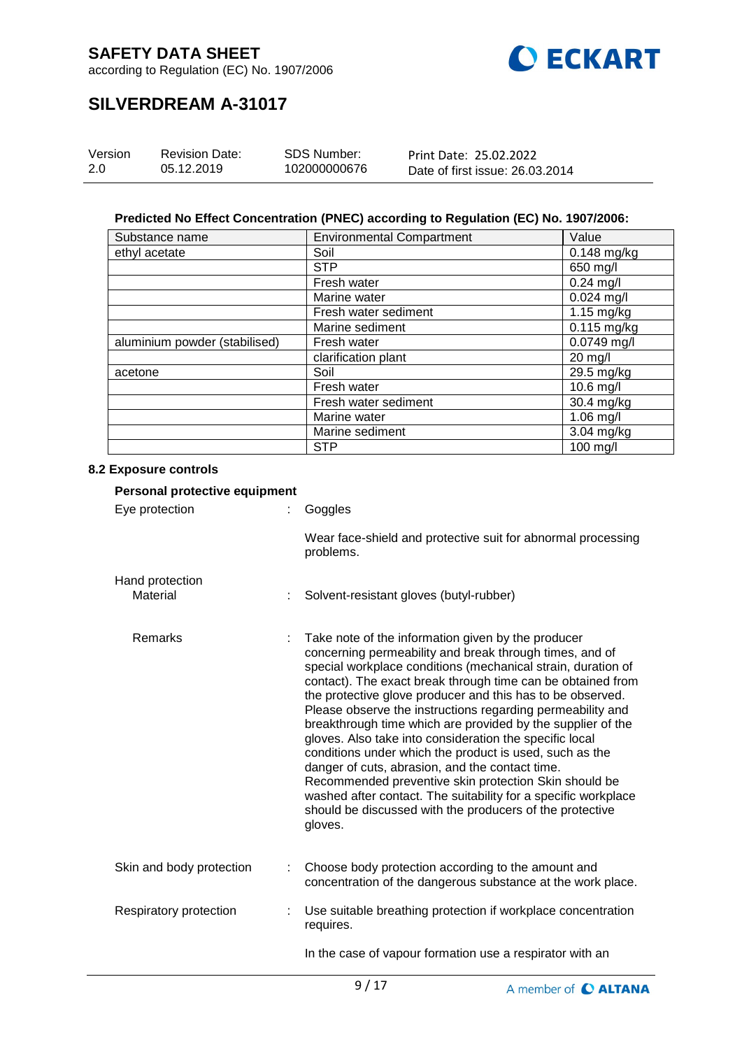**Predicted No Effect Concentration (PNEC) according to Regulation (EC) No. 1907/2006:**

| Substance name | Environmental Compartment | Value |
|---|---|---|
| ethyl acetate | Soil | 0.148 mg/kg |
| | STP | 650 mg/l |
| | Fresh water | 0.24 mg/l |
| | Marine water | 0.024 mg/l |
| | Fresh water sediment | 1.15 mg/kg |
| | Marine sediment | 0.115 mg/kg |
| aluminium powder (stabilised) | Fresh water | 0.0749 mg/l |
| | clarification plant | 20 mg/l |
| acetone | Soil | 29.5 mg/kg |
| | Fresh water | 10.6 mg/l |
| | Fresh water sediment | 30.4 mg/kg |
| | Marine water | 1.06 mg/l |
| | Marine sediment | 3.04 mg/kg |
| | STP | 100 mg/l |

### 8.2 Exposure controls

**Personal protective equipment**

Eye protection : Goggles

Wear face-shield and protective suit for abnormal processing problems.

Hand protection

Material : Solvent-resistant gloves (butyl-rubber)

Remarks : Take note of the information given by the producer concerning permeability and break through times, and of special workplace conditions (mechanical strain, duration of contact). The exact break through time can be obtained from the protective glove producer and this has to be observed. Please observe the instructions regarding permeability and breakthrough time which are provided by the supplier of the gloves. Also take into consideration the specific local conditions under which the product is used, such as the danger of cuts, abrasion, and the contact time. Recommended preventive skin protection Skin should be washed after contact. The suitability for a specific workplace should be discussed with the producers of the protective gloves.

Skin and body protection : Choose body protection according to the amount and concentration of the dangerous substance at the work place.

Respiratory protection : Use suitable breathing protection if workplace concentration requires.

In the case of vapour formation use a respirator with an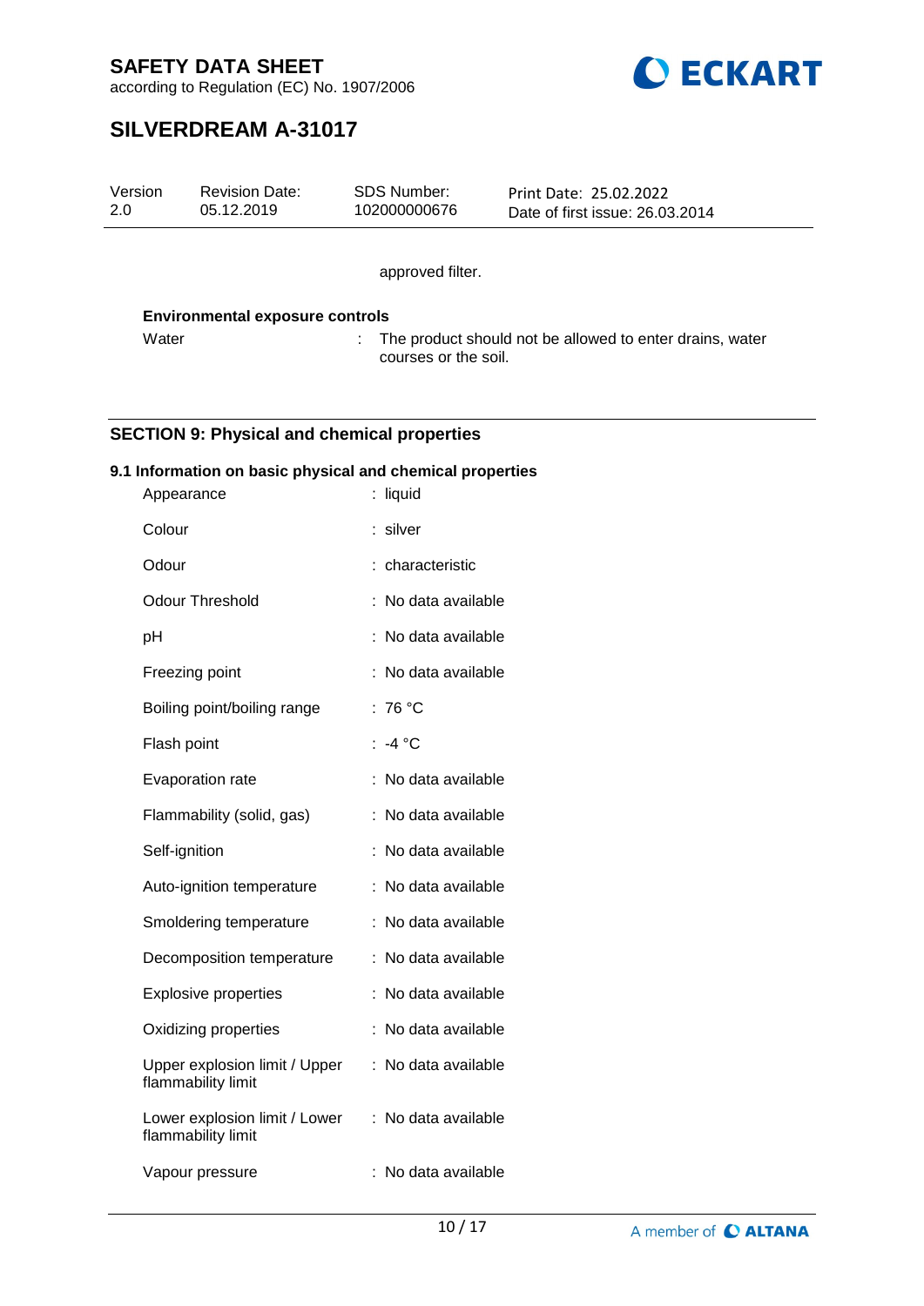approved filter.

**Environmental exposure controls**

| | | |
|---|---|---|
| Water | : | The product should not be allowed to enter drains, water courses or the soil. |

## SECTION 9: Physical and chemical properties

### 9.1 Information on basic physical and chemical properties

| | |
|---|---|
| Appearance | : liquid |
| Colour | : silver |
| Odour | : characteristic |
| Odour Threshold | : No data available |
| pH | : No data available |
| Freezing point | : No data available |
| Boiling point/boiling range | : 76 °C |
| Flash point | : -4 °C |
| Evaporation rate | : No data available |
| Flammability (solid, gas) | : No data available |
| Self-ignition | : No data available |
| Auto-ignition temperature | : No data available |
| Smoldering temperature | : No data available |
| Decomposition temperature | : No data available |
| Explosive properties | : No data available |
| Oxidizing properties | : No data available |
| Upper explosion limit / Upper flammability limit | : No data available |
| Lower explosion limit / Lower flammability limit | : No data available |
| Vapour pressure | : No data available |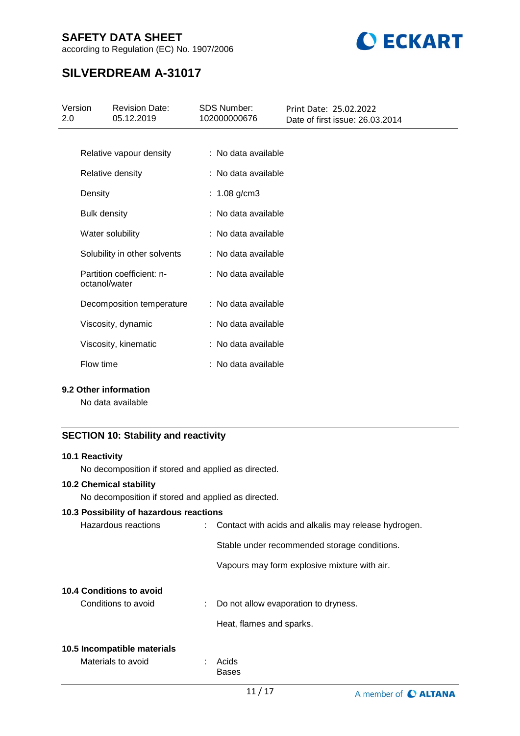| | |
|---|---|
| Relative vapour density | : No data available |
| Relative density | : No data available |
| Density | : 1.08 g/cm3 |
| Bulk density | : No data available |
| Water solubility | : No data available |
| Solubility in other solvents | : No data available |
| Partition coefficient: n-octanol/water | : No data available |
| Decomposition temperature | : No data available |
| Viscosity, dynamic | : No data available |
| Viscosity, kinematic | : No data available |
| Flow time | : No data available |

**9.2 Other information**

No data available

## SECTION 10: Stability and reactivity

**10.1 Reactivity**

No decomposition if stored and applied as directed.

**10.2 Chemical stability**

No decomposition if stored and applied as directed.

**10.3 Possibility of hazardous reactions**

Hazardous reactions : Contact with acids and alkalis may release hydrogen.

Stable under recommended storage conditions.

Vapours may form explosive mixture with air.

**10.4 Conditions to avoid**

Conditions to avoid : Do not allow evaporation to dryness.

Heat, flames and sparks.

**10.5 Incompatible materials**

Materials to avoid : Acids
Bases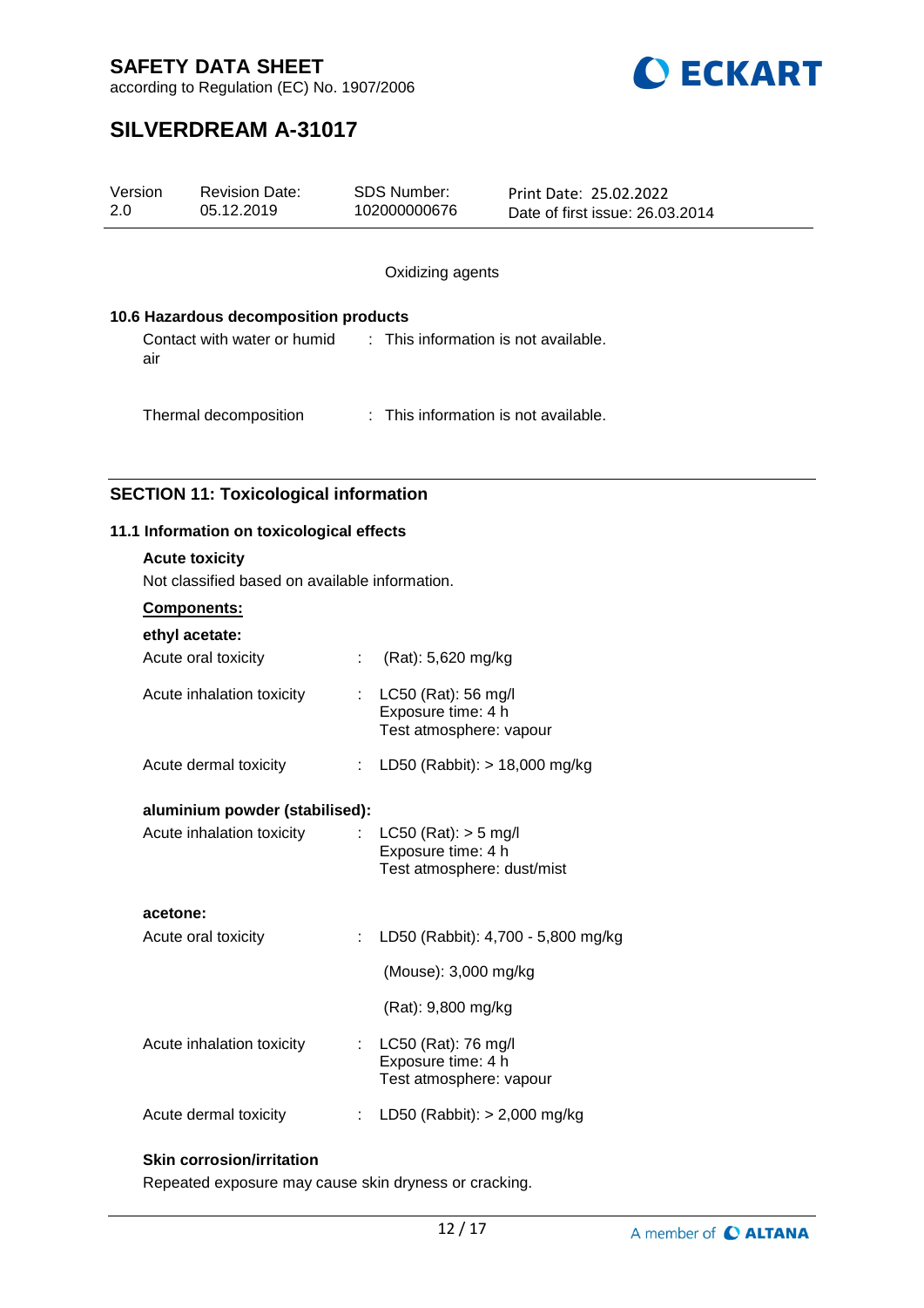Oxidizing agents

### 10.6 Hazardous decomposition products

Contact with water or humid air : This information is not available.

Thermal decomposition : This information is not available.

## SECTION 11: Toxicological information

### 11.1 Information on toxicological effects

**Acute toxicity**

Not classified based on available information.

**Components:**

**ethyl acetate:**

| | |
|---|---|
| Acute oral toxicity | : (Rat): 5,620 mg/kg |
| Acute inhalation toxicity | : LC50 (Rat): 56 mg/l<br>Exposure time: 4 h<br>Test atmosphere: vapour |
| Acute dermal toxicity | : LD50 (Rabbit): > 18,000 mg/kg |

**aluminium powder (stabilised):**

| | |
|---|---|
| Acute inhalation toxicity | : LC50 (Rat): > 5 mg/l<br>Exposure time: 4 h<br>Test atmosphere: dust/mist |

**acetone:**

| | |
|---|---|
| Acute oral toxicity | : LD50 (Rabbit): 4,700 - 5,800 mg/kg<br><br>(Mouse): 3,000 mg/kg<br><br>(Rat): 9,800 mg/kg |
| Acute inhalation toxicity | : LC50 (Rat): 76 mg/l<br>Exposure time: 4 h<br>Test atmosphere: vapour |
| Acute dermal toxicity | : LD50 (Rabbit): > 2,000 mg/kg |

**Skin corrosion/irritation**

Repeated exposure may cause skin dryness or cracking.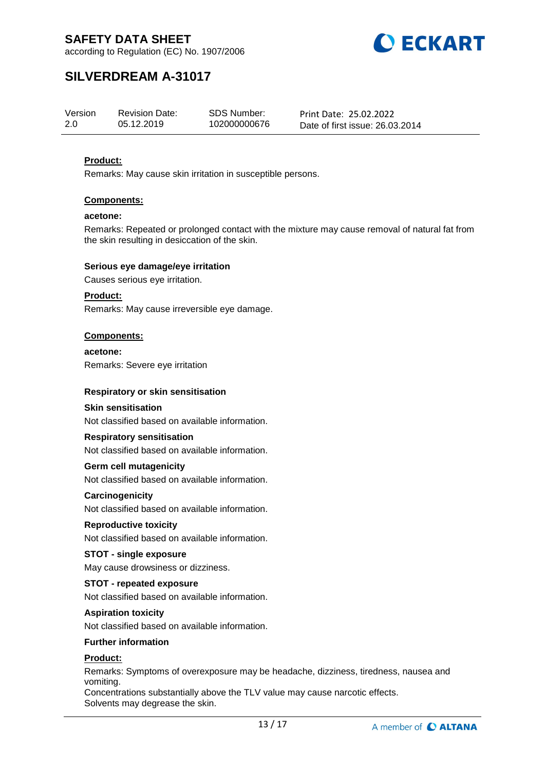**Product:**

Remarks: May cause skin irritation in susceptible persons.

**Components:**

**acetone:**

Remarks: Repeated or prolonged contact with the mixture may cause removal of natural fat from the skin resulting in desiccation of the skin.

**Serious eye damage/eye irritation**

Causes serious eye irritation.

**Product:**

Remarks: May cause irreversible eye damage.

**Components:**

**acetone:**

Remarks: Severe eye irritation

**Respiratory or skin sensitisation**

**Skin sensitisation**

Not classified based on available information.

**Respiratory sensitisation**

Not classified based on available information.

**Germ cell mutagenicity**

Not classified based on available information.

**Carcinogenicity**

Not classified based on available information.

**Reproductive toxicity**

Not classified based on available information.

**STOT - single exposure**

May cause drowsiness or dizziness.

**STOT - repeated exposure**

Not classified based on available information.

**Aspiration toxicity**

Not classified based on available information.

**Further information**

**Product:**

Remarks: Symptoms of overexposure may be headache, dizziness, tiredness, nausea and vomiting.
Concentrations substantially above the TLV value may cause narcotic effects.
Solvents may degrease the skin.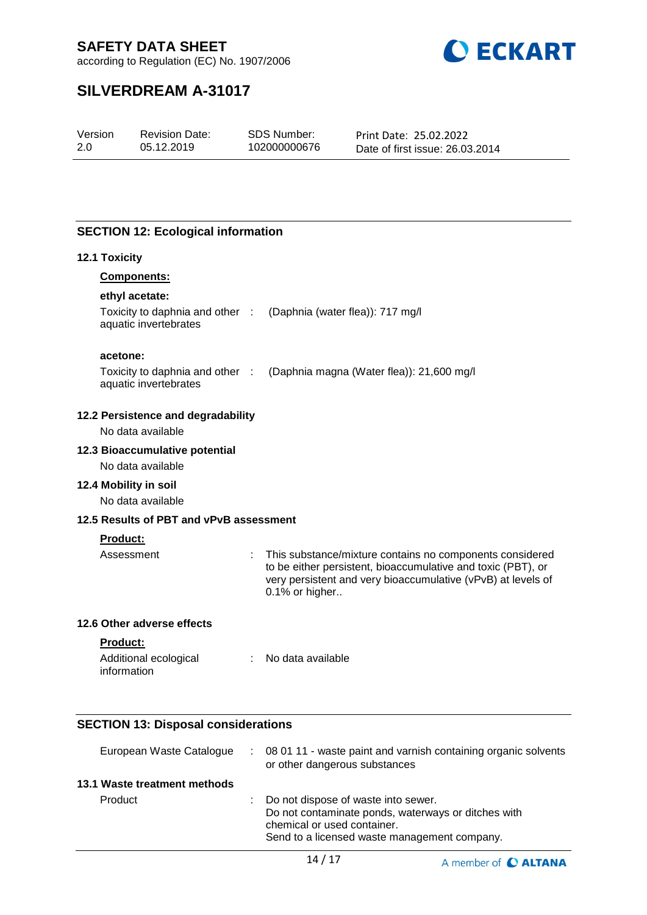## SECTION 12: Ecological information

### 12.1 Toxicity

**Components:**

**ethyl acetate:**

Toxicity to daphnia and other aquatic invertebrates : (Daphnia (water flea)): 717 mg/l

**acetone:**

Toxicity to daphnia and other aquatic invertebrates : (Daphnia magna (Water flea)): 21,600 mg/l

### 12.2 Persistence and degradability

No data available

### 12.3 Bioaccumulative potential

No data available

### 12.4 Mobility in soil

No data available

### 12.5 Results of PBT and vPvB assessment

**Product:**

Assessment : This substance/mixture contains no components considered to be either persistent, bioaccumulative and toxic (PBT), or very persistent and very bioaccumulative (vPvB) at levels of 0.1% or higher..

### 12.6 Other adverse effects

**Product:**

Additional ecological information : No data available

## SECTION 13: Disposal considerations

European Waste Catalogue : 08 01 11 - waste paint and varnish containing organic solvents or other dangerous substances

### 13.1 Waste treatment methods

Product : Do not dispose of waste into sewer.
Do not contaminate ponds, waterways or ditches with chemical or used container.
Send to a licensed waste management company.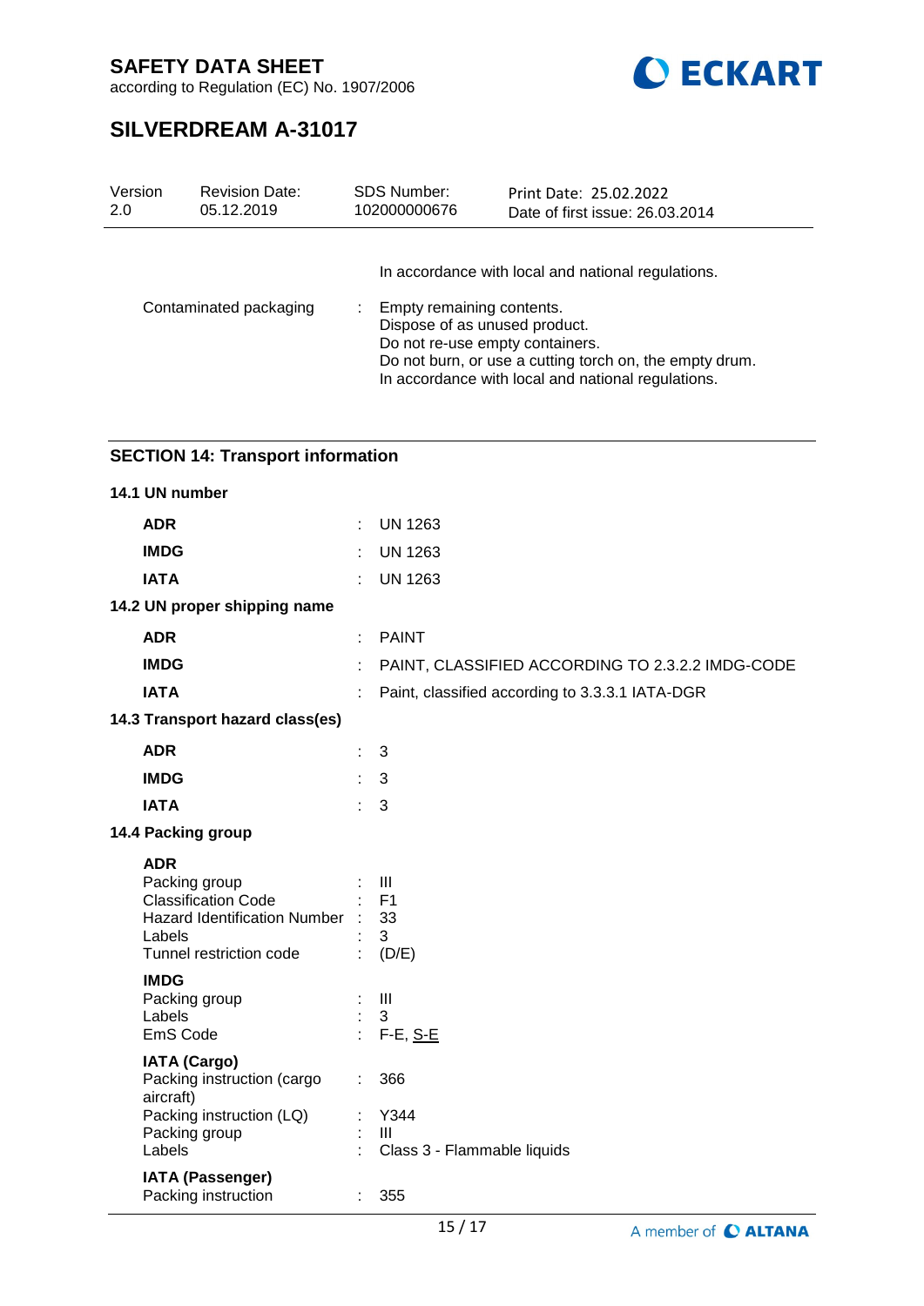| | | |
|---|---|---|
| | | In accordance with local and national regulations. |
| Contaminated packaging | : | Empty remaining contents.<br>Dispose of as unused product.<br>Do not re-use empty containers.<br>Do not burn, or use a cutting torch on, the empty drum.<br>In accordance with local and national regulations. |

## SECTION 14: Transport information

### 14.1 UN number

| | | |
|---|---|---|
| **ADR** | : | UN 1263 |
| **IMDG** | : | UN 1263 |
| **IATA** | : | UN 1263 |

### 14.2 UN proper shipping name

| | | |
|---|---|---|
| **ADR** | : | PAINT |
| **IMDG** | : | PAINT, CLASSIFIED ACCORDING TO 2.3.2.2 IMDG-CODE |
| **IATA** | : | Paint, classified according to 3.3.3.1 IATA-DGR |

### 14.3 Transport hazard class(es)

| | | |
|---|---|---|
| **ADR** | : | 3 |
| **IMDG** | : | 3 |
| **IATA** | : | 3 |

### 14.4 Packing group

**ADR**

| | | |
|---|---|---|
| Packing group | : | III |
| Classification Code | : | F1 |
| Hazard Identification Number | : | 33 |
| Labels | : | 3 |
| Tunnel restriction code | : | (D/E) |

**IMDG**

| | | |
|---|---|---|
| Packing group | : | III |
| Labels | : | 3 |
| EmS Code | : | F-E, S-E |

**IATA (Cargo)**

| | | |
|---|---|---|
| Packing instruction (cargo aircraft) | : | 366 |
| Packing instruction (LQ) | : | Y344 |
| Packing group | : | III |
| Labels | : | Class 3 - Flammable liquids |

**IATA (Passenger)**

| | | |
|---|---|---|
| Packing instruction | : | 355 |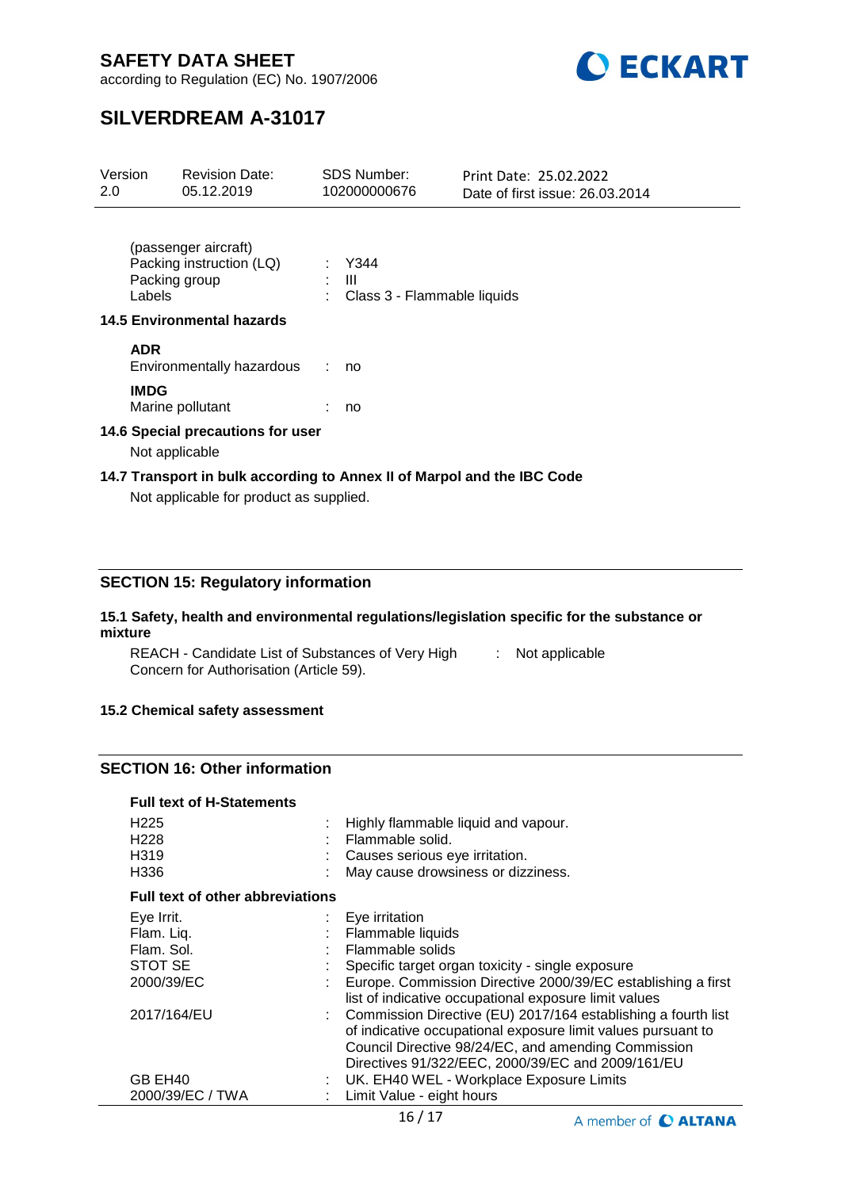(passenger aircraft)

| | | |
|---|---|---|
| Packing instruction (LQ) | : | Y344 |
| Packing group | : | III |
| Labels | : | Class 3 - Flammable liquids |

**14.5 Environmental hazards**

**ADR**

| | | |
|---|---|---|
| Environmentally hazardous | : | no |

**IMDG**

| | | |
|---|---|---|
| Marine pollutant | : | no |

**14.6 Special precautions for user**

Not applicable

**14.7 Transport in bulk according to Annex II of Marpol and the IBC Code**

Not applicable for product as supplied.

## SECTION 15: Regulatory information

**15.1 Safety, health and environmental regulations/legislation specific for the substance or mixture**

| | | |
|---|---|---|
| REACH - Candidate List of Substances of Very High Concern for Authorisation (Article 59). | : | Not applicable |

**15.2 Chemical safety assessment**

## SECTION 16: Other information

**Full text of H-Statements**

| | | |
|---|---|---|
| H225 | : | Highly flammable liquid and vapour. |
| H228 | : | Flammable solid. |
| H319 | : | Causes serious eye irritation. |
| H336 | : | May cause drowsiness or dizziness. |

**Full text of other abbreviations**

| | | |
|---|---|---|
| Eye Irrit. | : | Eye irritation |
| Flam. Liq. | : | Flammable liquids |
| Flam. Sol. | : | Flammable solids |
| STOT SE | : | Specific target organ toxicity - single exposure |
| 2000/39/EC | : | Europe. Commission Directive 2000/39/EC establishing a first list of indicative occupational exposure limit values |
| 2017/164/EU | : | Commission Directive (EU) 2017/164 establishing a fourth list of indicative occupational exposure limit values pursuant to Council Directive 98/24/EC, and amending Commission Directives 91/322/EEC, 2000/39/EC and 2009/161/EU |
| GB EH40 | : | UK. EH40 WEL - Workplace Exposure Limits |
| 2000/39/EC / TWA | : | Limit Value - eight hours |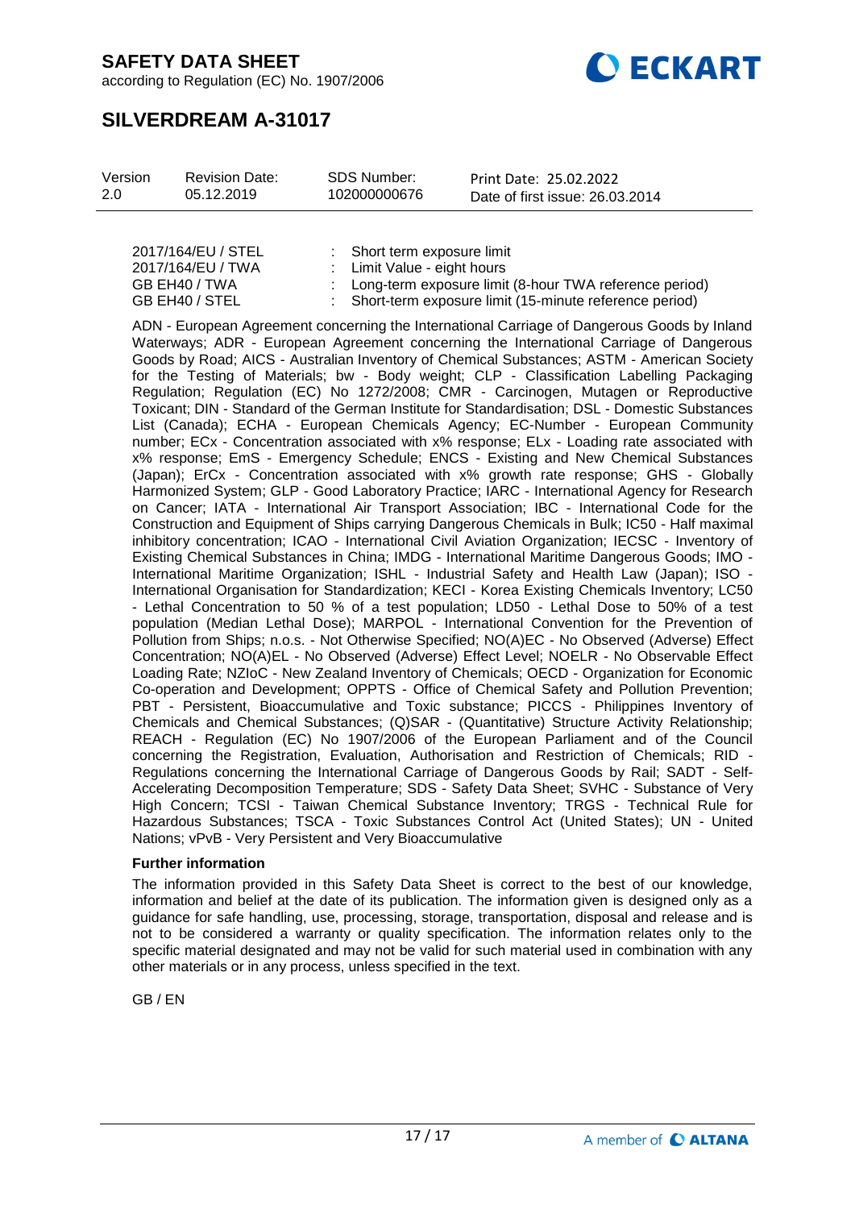| | | |
|---|---|---|
| 2017/164/EU / STEL | : | Short term exposure limit |
| 2017/164/EU / TWA | : | Limit Value - eight hours |
| GB EH40 / TWA | : | Long-term exposure limit (8-hour TWA reference period) |
| GB EH40 / STEL | : | Short-term exposure limit (15-minute reference period) |

ADN - European Agreement concerning the International Carriage of Dangerous Goods by Inland Waterways; ADR - European Agreement concerning the International Carriage of Dangerous Goods by Road; AICS - Australian Inventory of Chemical Substances; ASTM - American Society for the Testing of Materials; bw - Body weight; CLP - Classification Labelling Packaging Regulation; Regulation (EC) No 1272/2008; CMR - Carcinogen, Mutagen or Reproductive Toxicant; DIN - Standard of the German Institute for Standardisation; DSL - Domestic Substances List (Canada); ECHA - European Chemicals Agency; EC-Number - European Community number; ECx - Concentration associated with x% response; ELx - Loading rate associated with x% response; EmS - Emergency Schedule; ENCS - Existing and New Chemical Substances (Japan); ErCx - Concentration associated with x% growth rate response; GHS - Globally Harmonized System; GLP - Good Laboratory Practice; IARC - International Agency for Research on Cancer; IATA - International Air Transport Association; IBC - International Code for the Construction and Equipment of Ships carrying Dangerous Chemicals in Bulk; IC50 - Half maximal inhibitory concentration; ICAO - International Civil Aviation Organization; IECSC - Inventory of Existing Chemical Substances in China; IMDG - International Maritime Dangerous Goods; IMO - International Maritime Organization; ISHL - Industrial Safety and Health Law (Japan); ISO - International Organisation for Standardization; KECI - Korea Existing Chemicals Inventory; LC50 - Lethal Concentration to 50 % of a test population; LD50 - Lethal Dose to 50% of a test population (Median Lethal Dose); MARPOL - International Convention for the Prevention of Pollution from Ships; n.o.s. - Not Otherwise Specified; NO(A)EC - No Observed (Adverse) Effect Concentration; NO(A)EL - No Observed (Adverse) Effect Level; NOELR - No Observable Effect Loading Rate; NZIoC - New Zealand Inventory of Chemicals; OECD - Organization for Economic Co-operation and Development; OPPTS - Office of Chemical Safety and Pollution Prevention; PBT - Persistent, Bioaccumulative and Toxic substance; PICCS - Philippines Inventory of Chemicals and Chemical Substances; (Q)SAR - (Quantitative) Structure Activity Relationship; REACH - Regulation (EC) No 1907/2006 of the European Parliament and of the Council concerning the Registration, Evaluation, Authorisation and Restriction of Chemicals; RID - Regulations concerning the International Carriage of Dangerous Goods by Rail; SADT - Self-Accelerating Decomposition Temperature; SDS - Safety Data Sheet; SVHC - Substance of Very High Concern; TCSI - Taiwan Chemical Substance Inventory; TRGS - Technical Rule for Hazardous Substances; TSCA - Toxic Substances Control Act (United States); UN - United Nations; vPvB - Very Persistent and Very Bioaccumulative

**Further information**

The information provided in this Safety Data Sheet is correct to the best of our knowledge, information and belief at the date of its publication. The information given is designed only as a guidance for safe handling, use, processing, storage, transportation, disposal and release and is not to be considered a warranty or quality specification. The information relates only to the specific material designated and may not be valid for such material used in combination with any other materials or in any process, unless specified in the text.

GB / EN